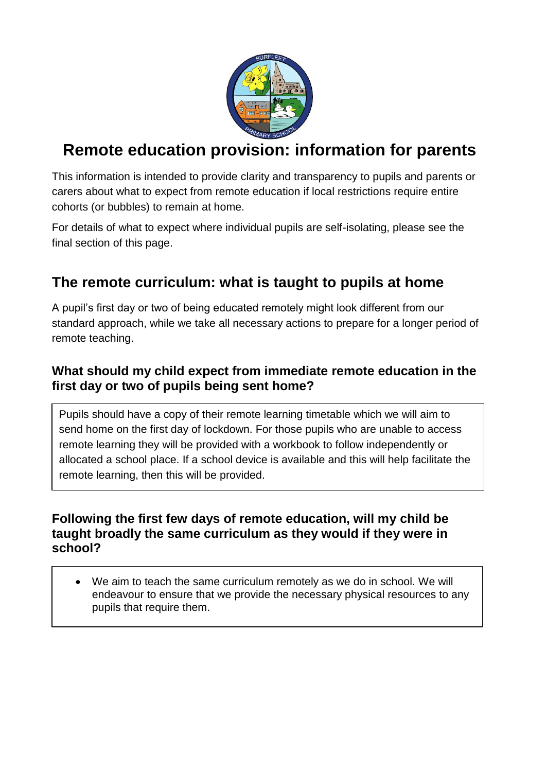# Remote education provision: information for parents

This information is intended to provide clarity and transparency to pupils and parents or carers about what to expect from remote education if local restrictions require entire cohorts (or bubbles) to remain at home.

For details of what to expect where individual pupils are self-isolating, please see the final section of this page.

## The remote curriculum: what is taught to pupils at home

A pupil's first day or two of being educated remotely might look different from our standard approach, while we take all necessary actions to prepare for a longer period of remote teaching.

### What should my child expect from immediate remote education in the first day or two of pupils being sent home?

Pupils should have a copy of their remote learning timetable which we will aim to send home on the first day of lockdown. For those pupils who are unable to access remote learning they will be provided with a workbook to follow independently or allocated a school place. If a school device is available and this will help facilitate the remote learning, then this will be provided.

### Following the first few days of remote education, will my child be taught broadly the same curriculum as they would if they were in school?

- We aim to teach the same curriculum remotely as we do in school. We will endeavour to ensure that we provide the necessary physical resources to any pupils that require them.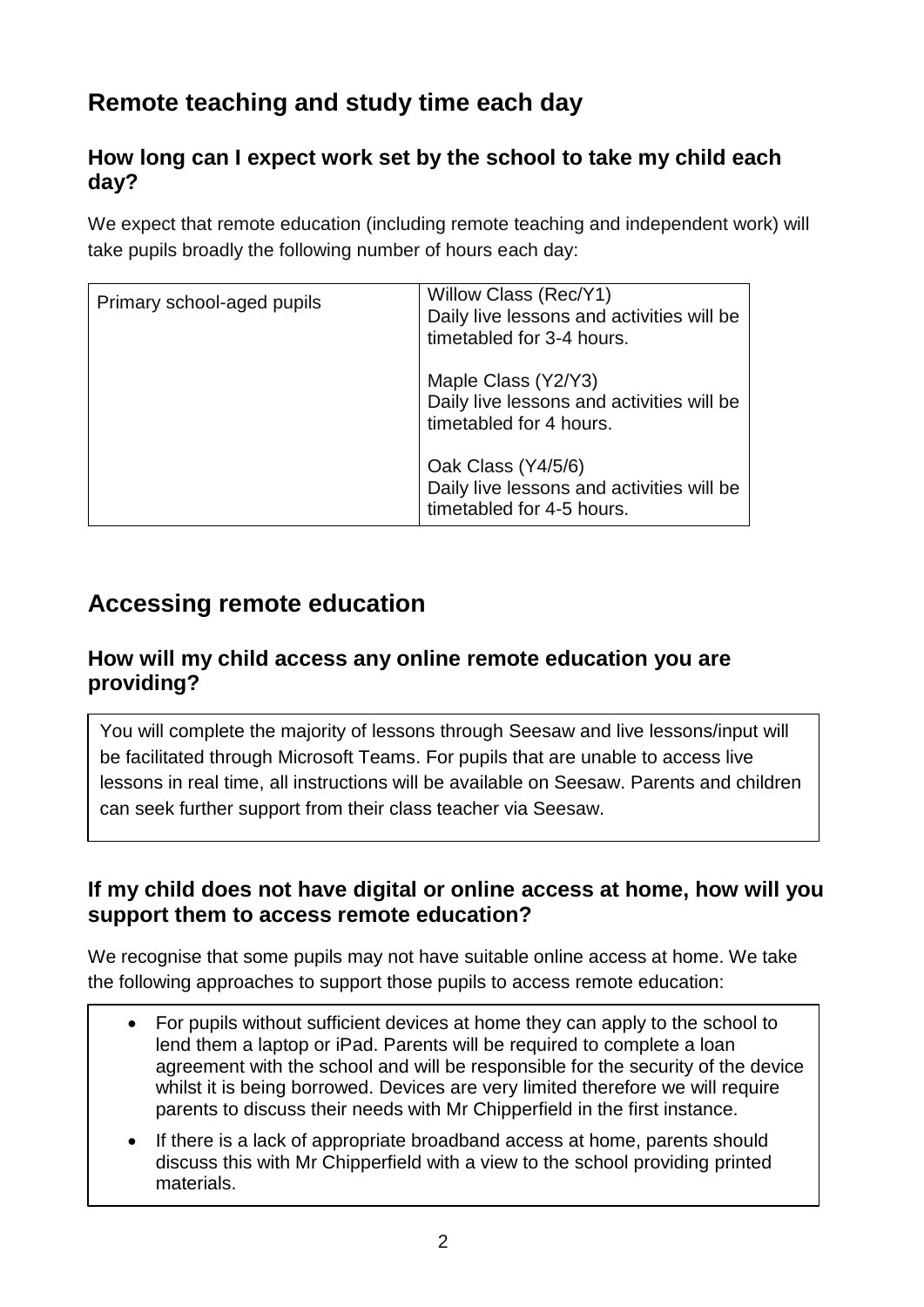## Remote teaching and study time each day

### How long can I expect work set by the school to take my child each day?

We expect that remote education (including remote teaching and independent work) will take pupils broadly the following number of hours each day:

| Primary school-aged pupils | Willow Class (Rec/Y1)<br>Daily live lessons and activities will be timetabled for 3-4 hours.<br><br>Maple Class (Y2/Y3)<br>Daily live lessons and activities will be timetabled for 4 hours.<br><br>Oak Class (Y4/5/6)<br>Daily live lessons and activities will be timetabled for 4-5 hours. |
|---|---|

## Accessing remote education

### How will my child access any online remote education you are providing?

You will complete the majority of lessons through Seesaw and live lessons/input will be facilitated through Microsoft Teams. For pupils that are unable to access live lessons in real time, all instructions will be available on Seesaw. Parents and children can seek further support from their class teacher via Seesaw.

### If my child does not have digital or online access at home, how will you support them to access remote education?

We recognise that some pupils may not have suitable online access at home. We take the following approaches to support those pupils to access remote education:

- For pupils without sufficient devices at home they can apply to the school to lend them a laptop or iPad. Parents will be required to complete a loan agreement with the school and will be responsible for the security of the device whilst it is being borrowed. Devices are very limited therefore we will require parents to discuss their needs with Mr Chipperfield in the first instance.
- If there is a lack of appropriate broadband access at home, parents should discuss this with Mr Chipperfield with a view to the school providing printed materials.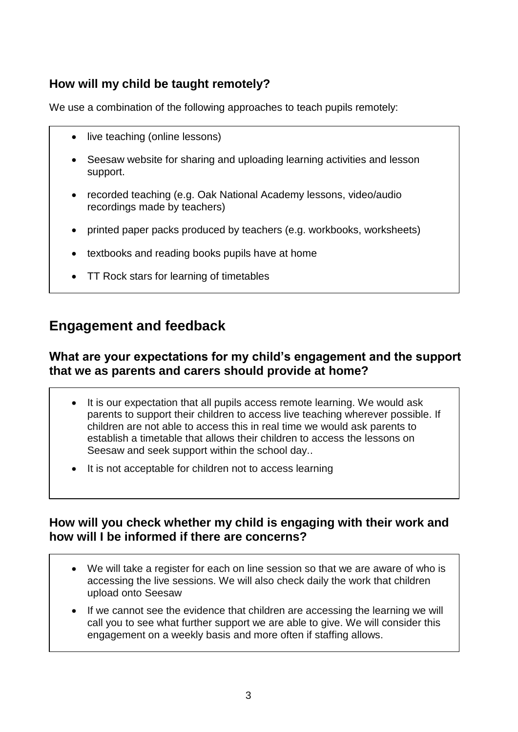### How will my child be taught remotely?

We use a combination of the following approaches to teach pupils remotely:

- live teaching (online lessons)
- Seesaw website for sharing and uploading learning activities and lesson support.
- recorded teaching (e.g. Oak National Academy lessons, video/audio recordings made by teachers)
- printed paper packs produced by teachers (e.g. workbooks, worksheets)
- textbooks and reading books pupils have at home
- TT Rock stars for learning of timetables

## Engagement and feedback

### What are your expectations for my child's engagement and the support that we as parents and carers should provide at home?

- It is our expectation that all pupils access remote learning. We would ask parents to support their children to access live teaching wherever possible. If children are not able to access this in real time we would ask parents to establish a timetable that allows their children to access the lessons on Seesaw and seek support within the school day..
- It is not acceptable for children not to access learning

### How will you check whether my child is engaging with their work and how will I be informed if there are concerns?

- We will take a register for each on line session so that we are aware of who is accessing the live sessions. We will also check daily the work that children upload onto Seesaw
- If we cannot see the evidence that children are accessing the learning we will call you to see what further support we are able to give. We will consider this engagement on a weekly basis and more often if staffing allows.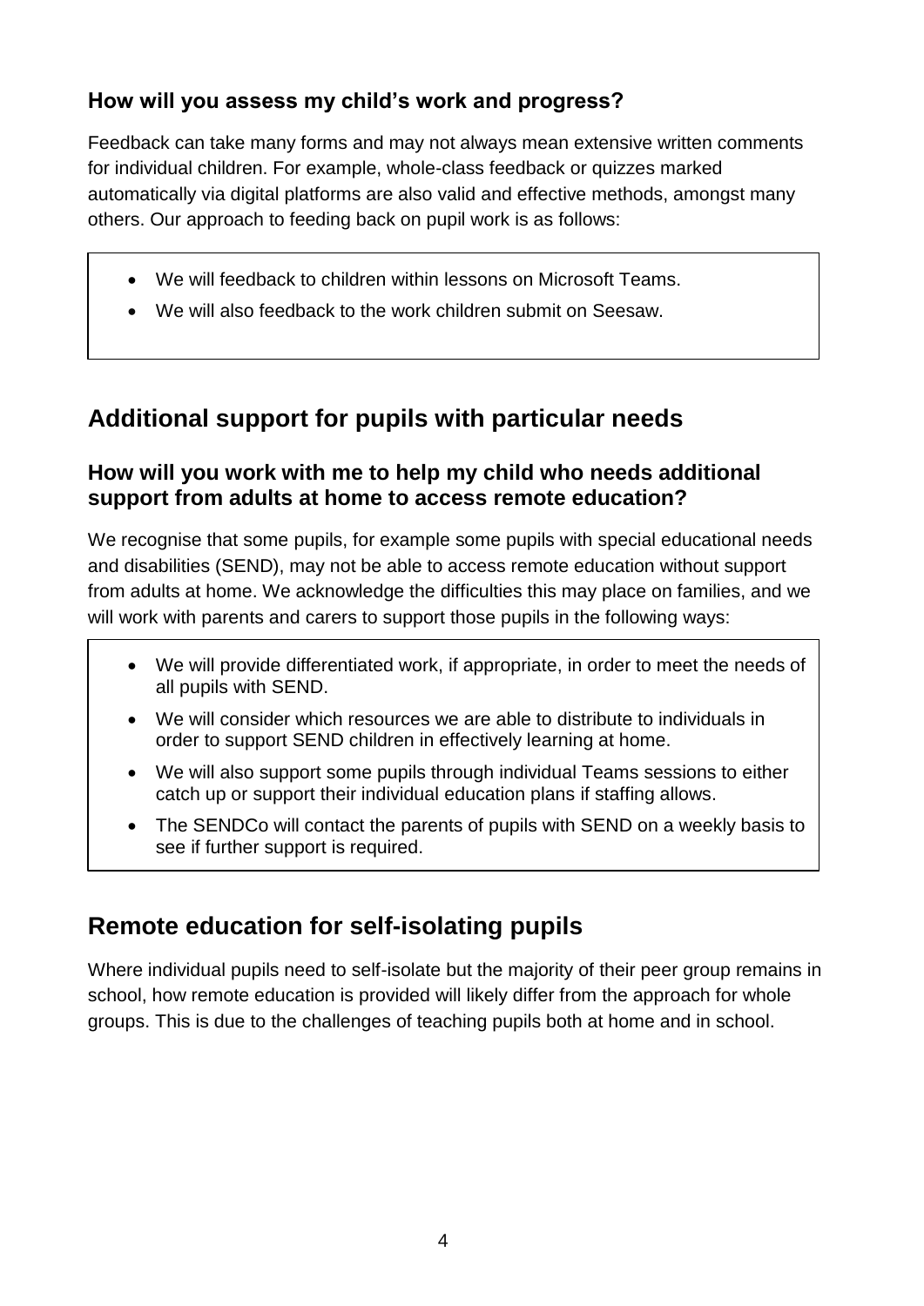### How will you assess my child's work and progress?

Feedback can take many forms and may not always mean extensive written comments for individual children. For example, whole-class feedback or quizzes marked automatically via digital platforms are also valid and effective methods, amongst many others. Our approach to feeding back on pupil work is as follows:

- We will feedback to children within lessons on Microsoft Teams.
- We will also feedback to the work children submit on Seesaw.

## Additional support for pupils with particular needs

### How will you work with me to help my child who needs additional support from adults at home to access remote education?

We recognise that some pupils, for example some pupils with special educational needs and disabilities (SEND), may not be able to access remote education without support from adults at home. We acknowledge the difficulties this may place on families, and we will work with parents and carers to support those pupils in the following ways:

- We will provide differentiated work, if appropriate, in order to meet the needs of all pupils with SEND.
- We will consider which resources we are able to distribute to individuals in order to support SEND children in effectively learning at home.
- We will also support some pupils through individual Teams sessions to either catch up or support their individual education plans if staffing allows.
- The SENDCo will contact the parents of pupils with SEND on a weekly basis to see if further support is required.

## Remote education for self-isolating pupils

Where individual pupils need to self-isolate but the majority of their peer group remains in school, how remote education is provided will likely differ from the approach for whole groups. This is due to the challenges of teaching pupils both at home and in school.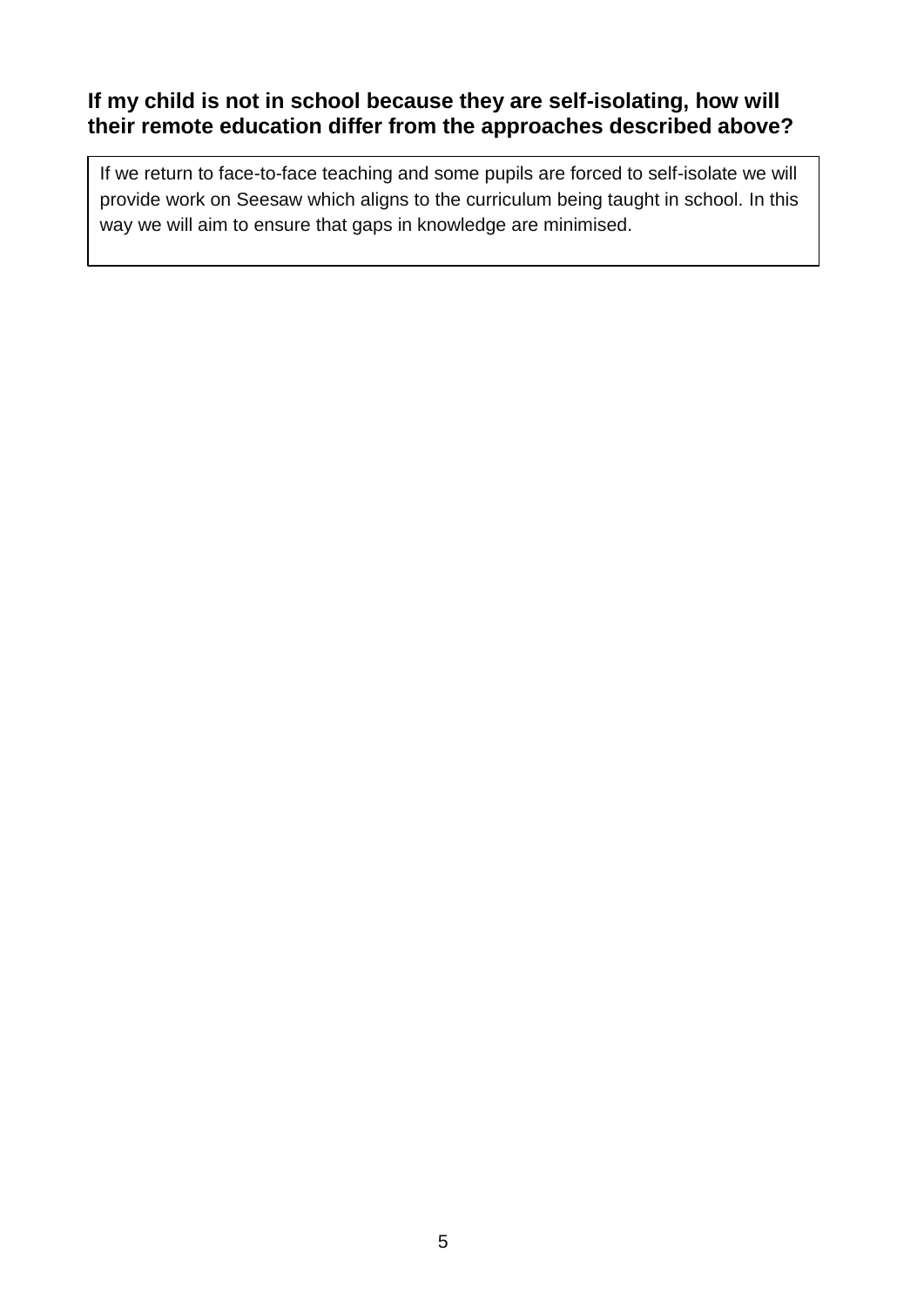### If my child is not in school because they are self-isolating, how will their remote education differ from the approaches described above?

If we return to face-to-face teaching and some pupils are forced to self-isolate we will provide work on Seesaw which aligns to the curriculum being taught in school. In this way we will aim to ensure that gaps in knowledge are minimised.